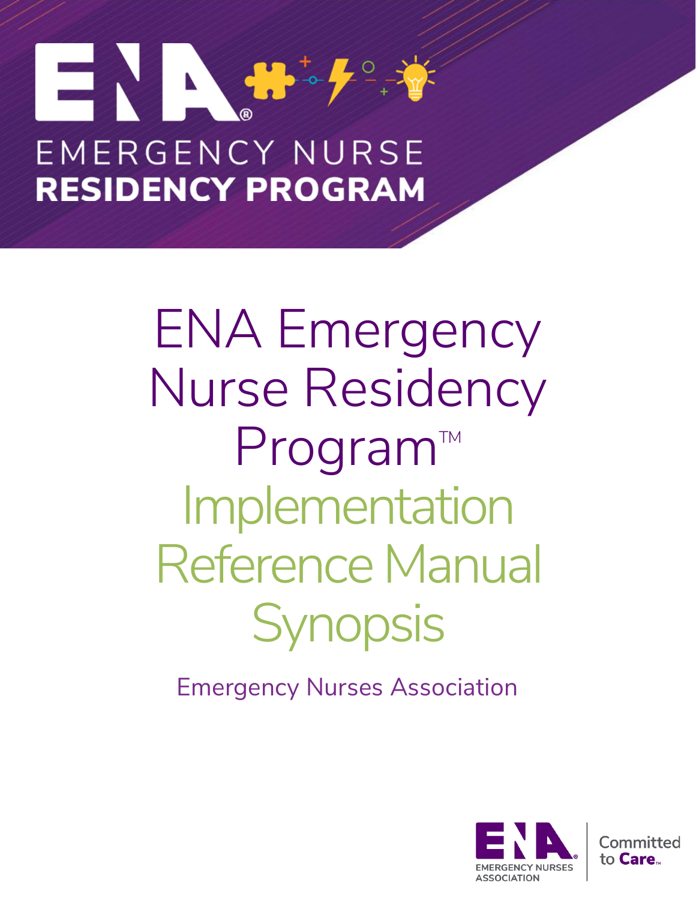# EMERGENCY NURSE RESIDENCY PROGRAM

# ENA Emergency Nurse Residency Program™ Implementation Reference Manual Synopsis

Emergency Nurses Association

EMERGENCY NURSES ASSOCIATION

Committed to Care™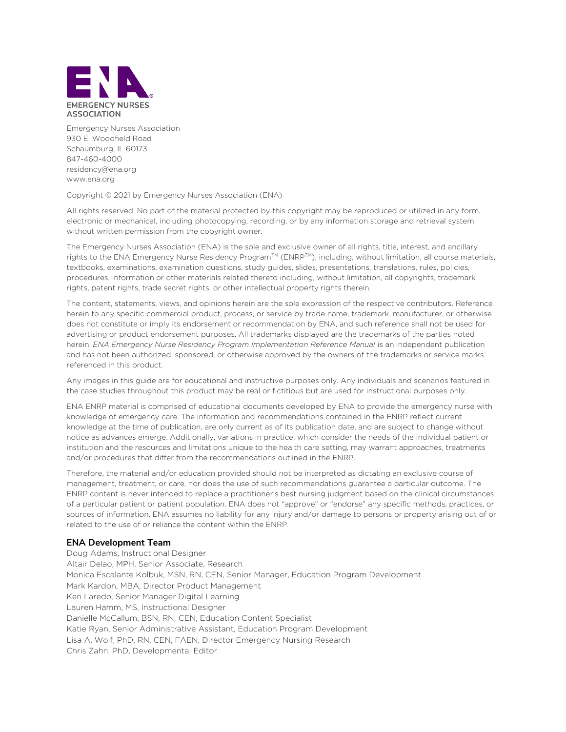EMERGENCY NURSES ASSOCIATION

Emergency Nurses Association
930 E. Woodfield Road
Schaumburg, IL 60173
847-460-4000
residency@ena.org
www.ena.org

Copyright © 2021 by Emergency Nurses Association (ENA)

All rights reserved. No part of the material protected by this copyright may be reproduced or utilized in any form, electronic or mechanical, including photocopying, recording, or by any information storage and retrieval system, without written permission from the copyright owner.

The Emergency Nurses Association (ENA) is the sole and exclusive owner of all rights, title, interest, and ancillary rights to the ENA Emergency Nurse Residency Program™ (ENRP™), including, without limitation, all course materials, textbooks, examinations, examination questions, study guides, slides, presentations, translations, rules, policies, procedures, information or other materials related thereto including, without limitation, all copyrights, trademark rights, patent rights, trade secret rights, or other intellectual property rights therein.

The content, statements, views, and opinions herein are the sole expression of the respective contributors. Reference herein to any specific commercial product, process, or service by trade name, trademark, manufacturer, or otherwise does not constitute or imply its endorsement or recommendation by ENA, and such reference shall not be used for advertising or product endorsement purposes. All trademarks displayed are the trademarks of the parties noted herein. *ENA Emergency Nurse Residency Program Implementation Reference Manual* is an independent publication and has not been authorized, sponsored, or otherwise approved by the owners of the trademarks or service marks referenced in this product.

Any images in this guide are for educational and instructive purposes only. Any individuals and scenarios featured in the case studies throughout this product may be real or fictitious but are used for instructional purposes only.

ENA ENRP material is comprised of educational documents developed by ENA to provide the emergency nurse with knowledge of emergency care. The information and recommendations contained in the ENRP reflect current knowledge at the time of publication, are only current as of its publication date, and are subject to change without notice as advances emerge. Additionally, variations in practice, which consider the needs of the individual patient or institution and the resources and limitations unique to the health care setting, may warrant approaches, treatments and/or procedures that differ from the recommendations outlined in the ENRP.

Therefore, the material and/or education provided should not be interpreted as dictating an exclusive course of management, treatment, or care, nor does the use of such recommendations guarantee a particular outcome. The ENRP content is never intended to replace a practitioner's best nursing judgment based on the clinical circumstances of a particular patient or patient population. ENA does not "approve" or "endorse" any specific methods, practices, or sources of information. ENA assumes no liability for any injury and/or damage to persons or property arising out of or related to the use of or reliance the content within the ENRP.

### ENA Development Team

Doug Adams, Instructional Designer
Altair Delao, MPH, Senior Associate, Research
Monica Escalante Kolbuk, MSN, RN, CEN, Senior Manager, Education Program Development
Mark Kardon, MBA, Director Product Management
Ken Laredo, Senior Manager Digital Learning
Lauren Hamm, MS, Instructional Designer
Danielle McCallum, BSN, RN, CEN, Education Content Specialist
Katie Ryan, Senior Administrative Assistant, Education Program Development
Lisa A. Wolf, PhD, RN, CEN, FAEN, Director Emergency Nursing Research
Chris Zahn, PhD, Developmental Editor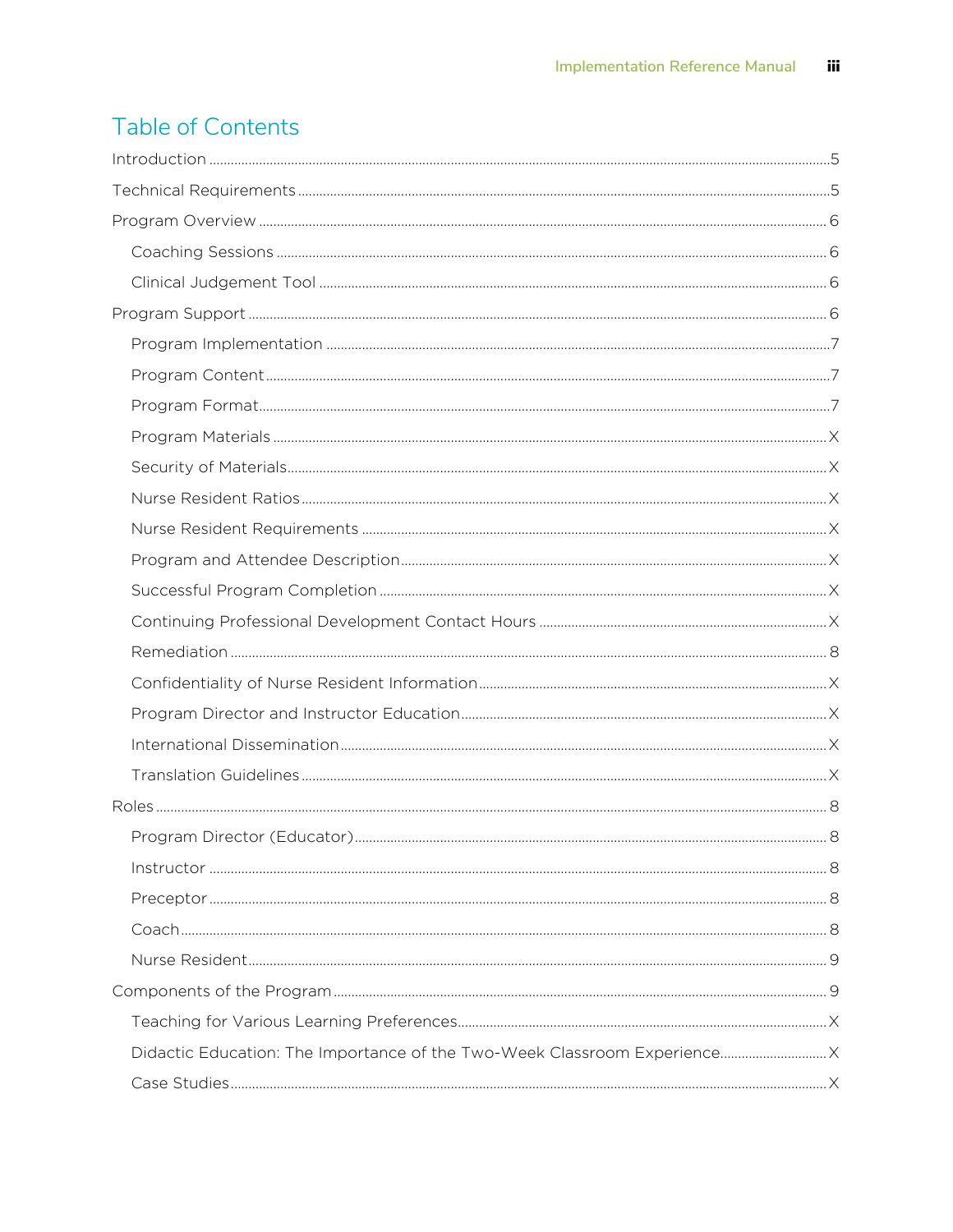# Table of Contents

- Introduction ..... 5
- Technical Requirements ..... 5
- Program Overview ..... 6
  - Coaching Sessions ..... 6
  - Clinical Judgement Tool ..... 6
- Program Support ..... 6
  - Program Implementation ..... 7
  - Program Content ..... 7
  - Program Format ..... 7
  - Program Materials ..... X
  - Security of Materials ..... X
  - Nurse Resident Ratios ..... X
  - Nurse Resident Requirements ..... X
  - Program and Attendee Description ..... X
  - Successful Program Completion ..... X
  - Continuing Professional Development Contact Hours ..... X
  - Remediation ..... 8
  - Confidentiality of Nurse Resident Information ..... X
  - Program Director and Instructor Education ..... X
  - International Dissemination ..... X
  - Translation Guidelines ..... X
- Roles ..... 8
  - Program Director (Educator) ..... 8
  - Instructor ..... 8
  - Preceptor ..... 8
  - Coach ..... 8
  - Nurse Resident ..... 9
- Components of the Program ..... 9
  - Teaching for Various Learning Preferences ..... X
  - Didactic Education: The Importance of the Two-Week Classroom Experience ..... X
  - Case Studies ..... X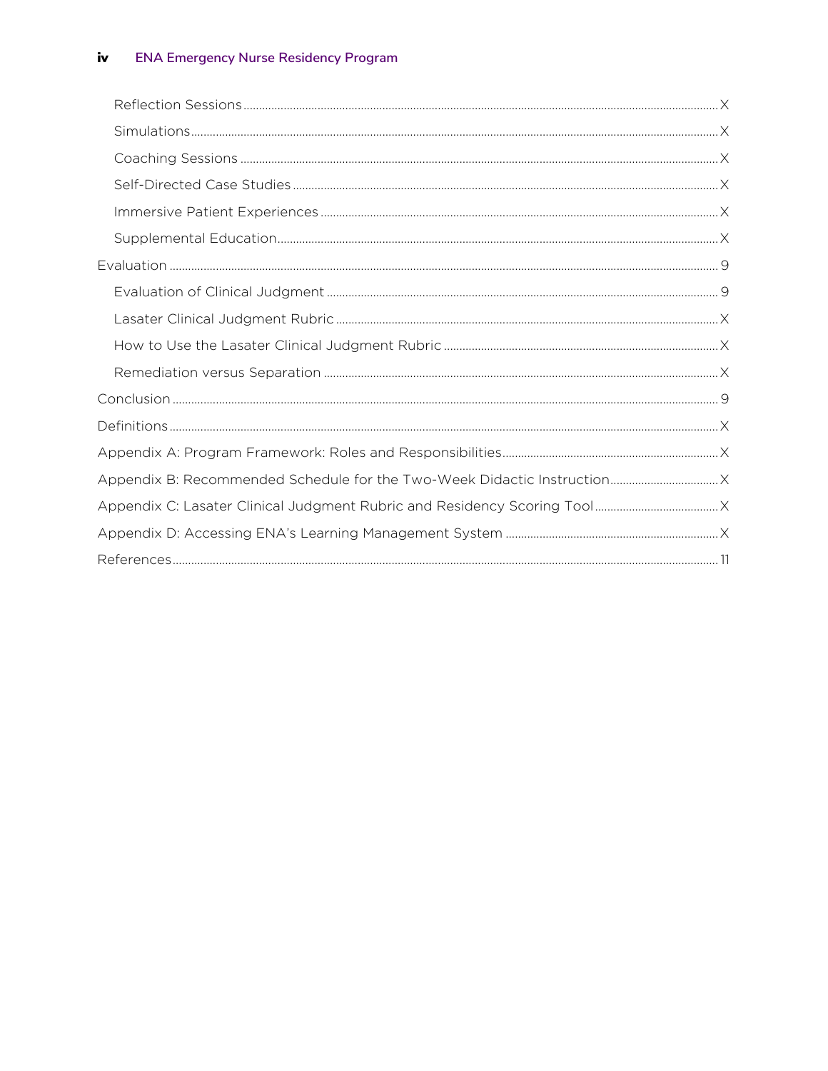- Reflection Sessions ........ X
- Simulations ........ X
- Coaching Sessions ........ X
- Self-Directed Case Studies ........ X
- Immersive Patient Experiences ........ X
- Supplemental Education ........ X

Evaluation ........ 9

- Evaluation of Clinical Judgment ........ 9
- Lasater Clinical Judgment Rubric ........ X
- How to Use the Lasater Clinical Judgment Rubric ........ X
- Remediation versus Separation ........ X

Conclusion ........ 9

Definitions ........ X

Appendix A: Program Framework: Roles and Responsibilities ........ X

Appendix B: Recommended Schedule for the Two-Week Didactic Instruction ........ X

Appendix C: Lasater Clinical Judgment Rubric and Residency Scoring Tool ........ X

Appendix D: Accessing ENA's Learning Management System ........ X

References ........ 11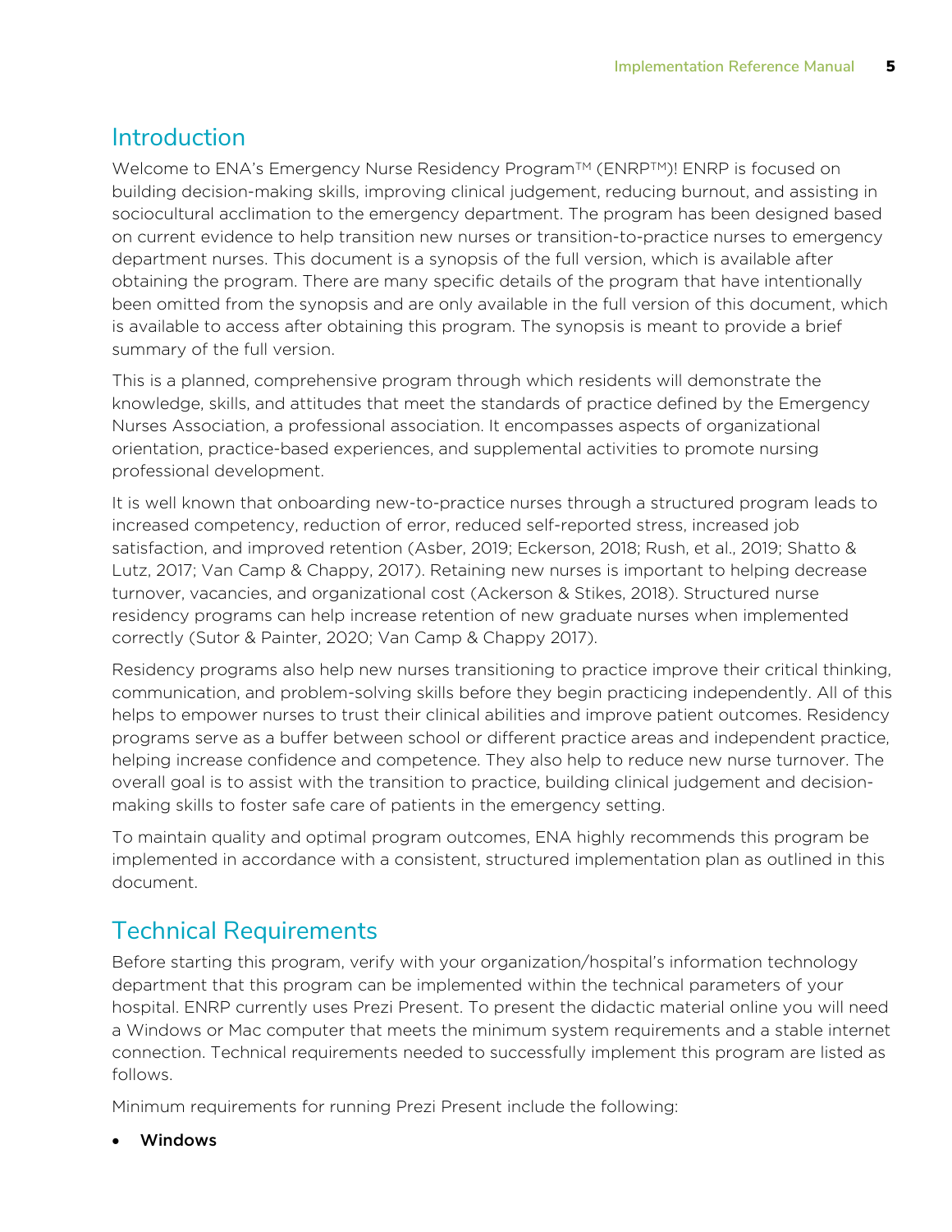## Introduction

Welcome to ENA's Emergency Nurse Residency Program™ (ENRP™)! ENRP is focused on building decision-making skills, improving clinical judgement, reducing burnout, and assisting in sociocultural acclimation to the emergency department. The program has been designed based on current evidence to help transition new nurses or transition-to-practice nurses to emergency department nurses. This document is a synopsis of the full version, which is available after obtaining the program. There are many specific details of the program that have intentionally been omitted from the synopsis and are only available in the full version of this document, which is available to access after obtaining this program. The synopsis is meant to provide a brief summary of the full version.

This is a planned, comprehensive program through which residents will demonstrate the knowledge, skills, and attitudes that meet the standards of practice defined by the Emergency Nurses Association, a professional association. It encompasses aspects of organizational orientation, practice-based experiences, and supplemental activities to promote nursing professional development.

It is well known that onboarding new-to-practice nurses through a structured program leads to increased competency, reduction of error, reduced self-reported stress, increased job satisfaction, and improved retention (Asber, 2019; Eckerson, 2018; Rush, et al., 2019; Shatto & Lutz, 2017; Van Camp & Chappy, 2017). Retaining new nurses is important to helping decrease turnover, vacancies, and organizational cost (Ackerson & Stikes, 2018). Structured nurse residency programs can help increase retention of new graduate nurses when implemented correctly (Sutor & Painter, 2020; Van Camp & Chappy 2017).

Residency programs also help new nurses transitioning to practice improve their critical thinking, communication, and problem-solving skills before they begin practicing independently. All of this helps to empower nurses to trust their clinical abilities and improve patient outcomes. Residency programs serve as a buffer between school or different practice areas and independent practice, helping increase confidence and competence. They also help to reduce new nurse turnover. The overall goal is to assist with the transition to practice, building clinical judgement and decision-making skills to foster safe care of patients in the emergency setting.

To maintain quality and optimal program outcomes, ENA highly recommends this program be implemented in accordance with a consistent, structured implementation plan as outlined in this document.

## Technical Requirements

Before starting this program, verify with your organization/hospital's information technology department that this program can be implemented within the technical parameters of your hospital. ENRP currently uses Prezi Present. To present the didactic material online you will need a Windows or Mac computer that meets the minimum system requirements and a stable internet connection. Technical requirements needed to successfully implement this program are listed as follows.

Minimum requirements for running Prezi Present include the following:

- Windows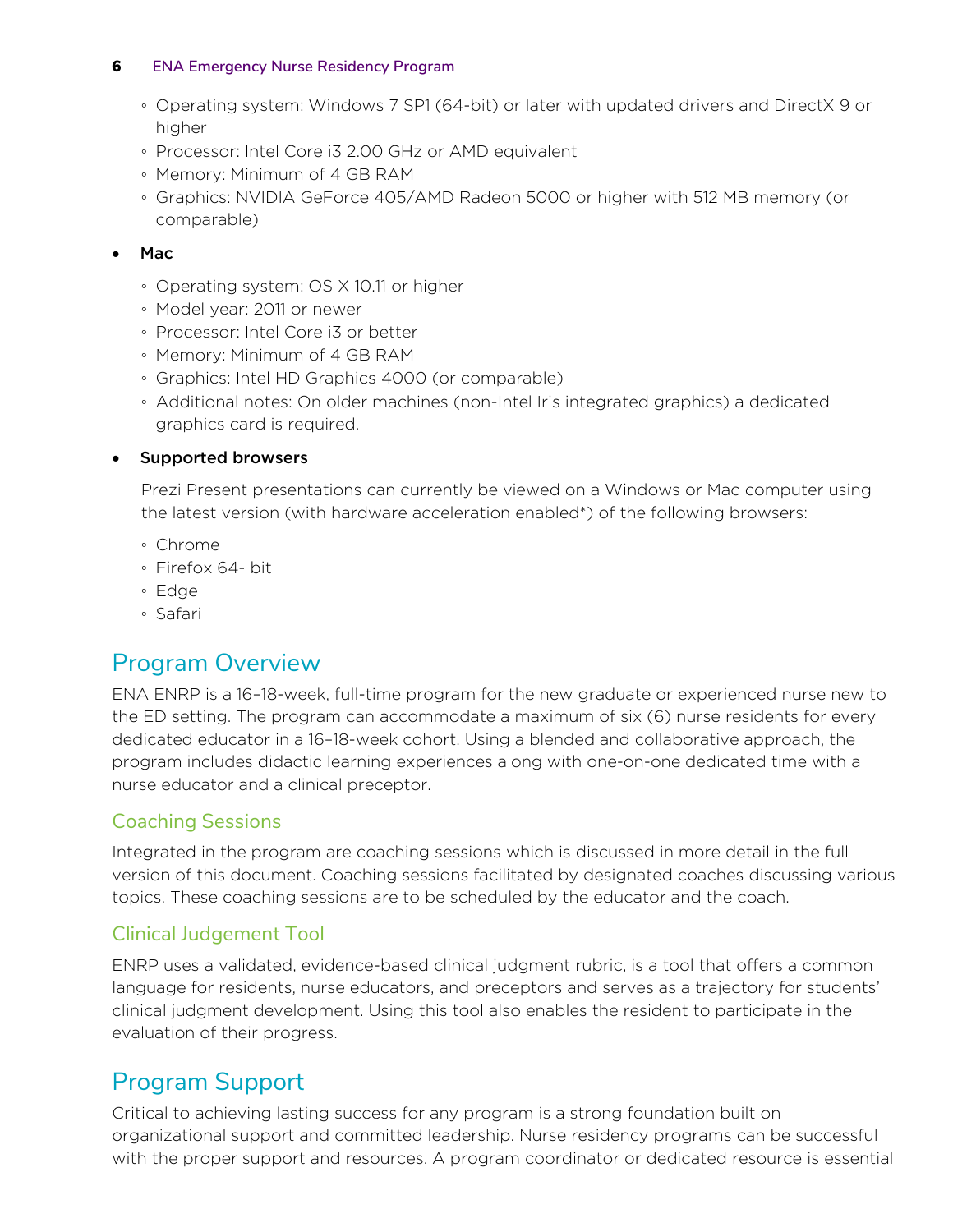- Operating system: Windows 7 SP1 (64-bit) or later with updated drivers and DirectX 9 or higher
  - Processor: Intel Core i3 2.00 GHz or AMD equivalent
  - Memory: Minimum of 4 GB RAM
  - Graphics: NVIDIA GeForce 405/AMD Radeon 5000 or higher with 512 MB memory (or comparable)

- **Mac**
  - Operating system: OS X 10.11 or higher
  - Model year: 2011 or newer
  - Processor: Intel Core i3 or better
  - Memory: Minimum of 4 GB RAM
  - Graphics: Intel HD Graphics 4000 (or comparable)
  - Additional notes: On older machines (non-Intel Iris integrated graphics) a dedicated graphics card is required.

- **Supported browsers**

  Prezi Present presentations can currently be viewed on a Windows or Mac computer using the latest version (with hardware acceleration enabled*) of the following browsers:

  - Chrome
  - Firefox 64- bit
  - Edge
  - Safari

## Program Overview

ENA ENRP is a 16–18-week, full-time program for the new graduate or experienced nurse new to the ED setting. The program can accommodate a maximum of six (6) nurse residents for every dedicated educator in a 16–18-week cohort. Using a blended and collaborative approach, the program includes didactic learning experiences along with one-on-one dedicated time with a nurse educator and a clinical preceptor.

### Coaching Sessions

Integrated in the program are coaching sessions which is discussed in more detail in the full version of this document. Coaching sessions facilitated by designated coaches discussing various topics. These coaching sessions are to be scheduled by the educator and the coach.

### Clinical Judgement Tool

ENRP uses a validated, evidence-based clinical judgment rubric, is a tool that offers a common language for residents, nurse educators, and preceptors and serves as a trajectory for students' clinical judgment development. Using this tool also enables the resident to participate in the evaluation of their progress.

## Program Support

Critical to achieving lasting success for any program is a strong foundation built on organizational support and committed leadership. Nurse residency programs can be successful with the proper support and resources. A program coordinator or dedicated resource is essential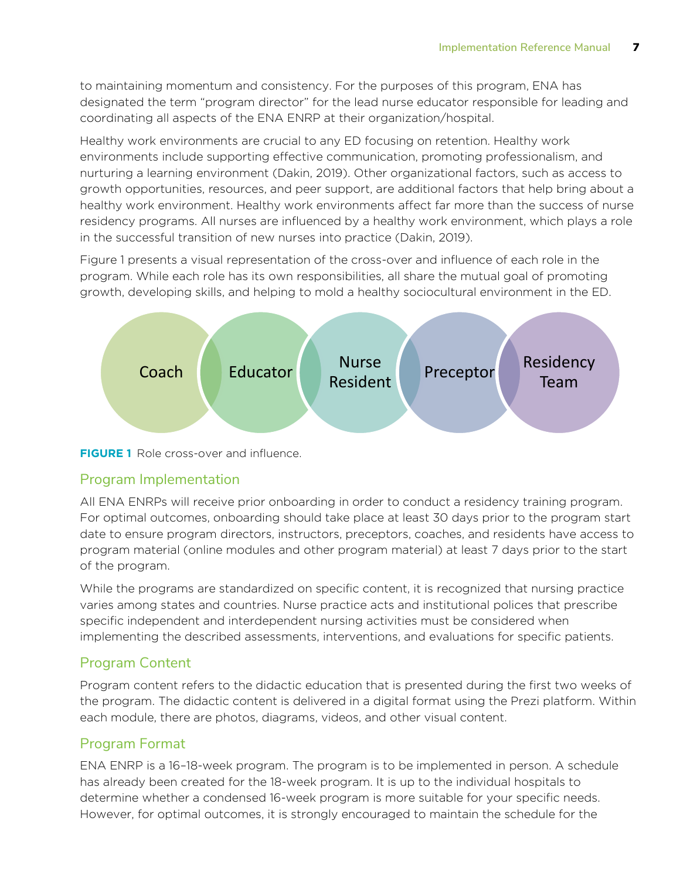to maintaining momentum and consistency. For the purposes of this program, ENA has designated the term "program director" for the lead nurse educator responsible for leading and coordinating all aspects of the ENA ENRP at their organization/hospital.

Healthy work environments are crucial to any ED focusing on retention. Healthy work environments include supporting effective communication, promoting professionalism, and nurturing a learning environment (Dakin, 2019). Other organizational factors, such as access to growth opportunities, resources, and peer support, are additional factors that help bring about a healthy work environment. Healthy work environments affect far more than the success of nurse residency programs. All nurses are influenced by a healthy work environment, which plays a role in the successful transition of new nurses into practice (Dakin, 2019).

Figure 1 presents a visual representation of the cross-over and influence of each role in the program. While each role has its own responsibilities, all share the mutual goal of promoting growth, developing skills, and helping to mold a healthy sociocultural environment in the ED.

Coach | Educator | Nurse Resident | Preceptor | Residency Team

**FIGURE 1** Role cross-over and influence.

## Program Implementation

All ENA ENRPs will receive prior onboarding in order to conduct a residency training program. For optimal outcomes, onboarding should take place at least 30 days prior to the program start date to ensure program directors, instructors, preceptors, coaches, and residents have access to program material (online modules and other program material) at least 7 days prior to the start of the program.

While the programs are standardized on specific content, it is recognized that nursing practice varies among states and countries. Nurse practice acts and institutional polices that prescribe specific independent and interdependent nursing activities must be considered when implementing the described assessments, interventions, and evaluations for specific patients.

## Program Content

Program content refers to the didactic education that is presented during the first two weeks of the program. The didactic content is delivered in a digital format using the Prezi platform. Within each module, there are photos, diagrams, videos, and other visual content.

## Program Format

ENA ENRP is a 16–18-week program. The program is to be implemented in person. A schedule has already been created for the 18-week program. It is up to the individual hospitals to determine whether a condensed 16-week program is more suitable for your specific needs. However, for optimal outcomes, it is strongly encouraged to maintain the schedule for the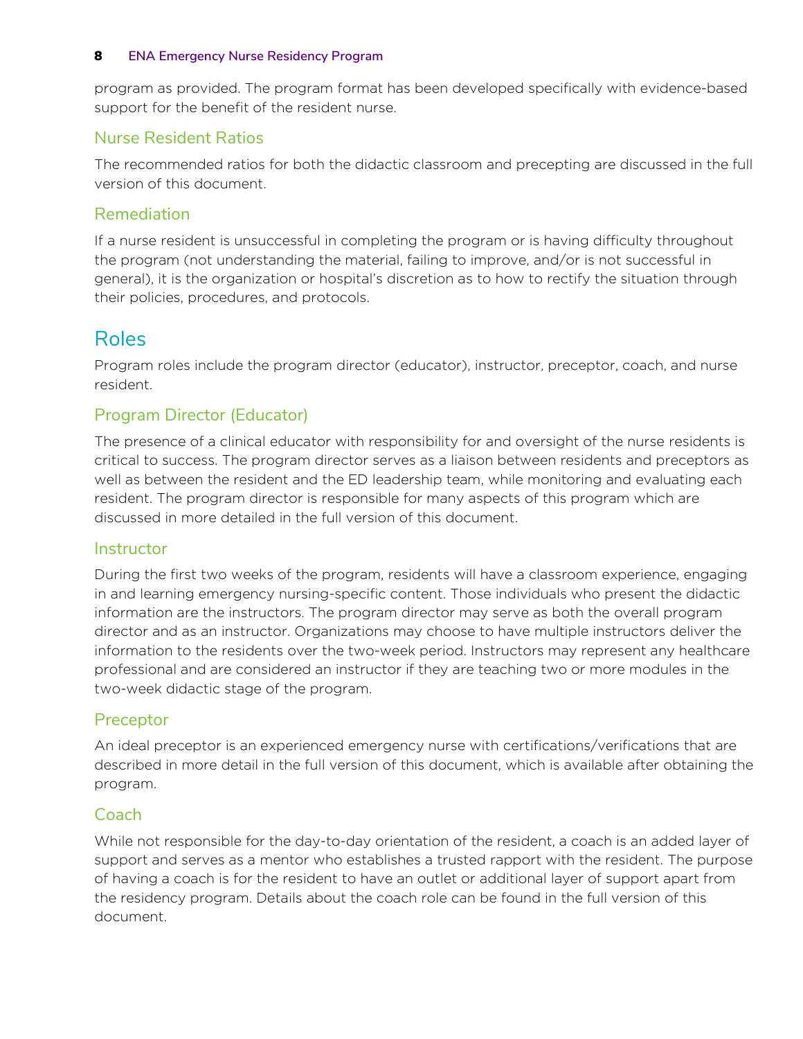program as provided. The program format has been developed specifically with evidence-based support for the benefit of the resident nurse.

### Nurse Resident Ratios

The recommended ratios for both the didactic classroom and precepting are discussed in the full version of this document.

### Remediation

If a nurse resident is unsuccessful in completing the program or is having difficulty throughout the program (not understanding the material, failing to improve, and/or is not successful in general), it is the organization or hospital's discretion as to how to rectify the situation through their policies, procedures, and protocols.

## Roles

Program roles include the program director (educator), instructor, preceptor, coach, and nurse resident.

### Program Director (Educator)

The presence of a clinical educator with responsibility for and oversight of the nurse residents is critical to success. The program director serves as a liaison between residents and preceptors as well as between the resident and the ED leadership team, while monitoring and evaluating each resident. The program director is responsible for many aspects of this program which are discussed in more detailed in the full version of this document.

### Instructor

During the first two weeks of the program, residents will have a classroom experience, engaging in and learning emergency nursing-specific content. Those individuals who present the didactic information are the instructors. The program director may serve as both the overall program director and as an instructor. Organizations may choose to have multiple instructors deliver the information to the residents over the two-week period. Instructors may represent any healthcare professional and are considered an instructor if they are teaching two or more modules in the two-week didactic stage of the program.

### Preceptor

An ideal preceptor is an experienced emergency nurse with certifications/verifications that are described in more detail in the full version of this document, which is available after obtaining the program.

### Coach

While not responsible for the day-to-day orientation of the resident, a coach is an added layer of support and serves as a mentor who establishes a trusted rapport with the resident. The purpose of having a coach is for the resident to have an outlet or additional layer of support apart from the residency program. Details about the coach role can be found in the full version of this document.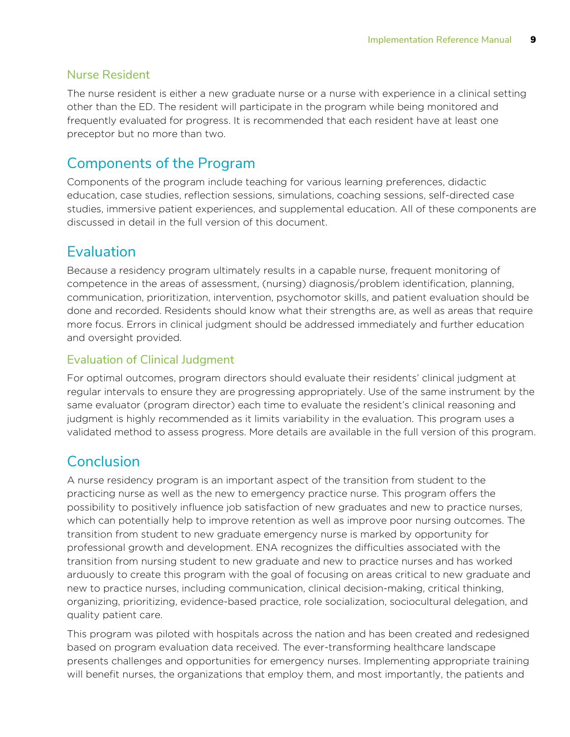### Nurse Resident

The nurse resident is either a new graduate nurse or a nurse with experience in a clinical setting other than the ED. The resident will participate in the program while being monitored and frequently evaluated for progress. It is recommended that each resident have at least one preceptor but no more than two.

## Components of the Program

Components of the program include teaching for various learning preferences, didactic education, case studies, reflection sessions, simulations, coaching sessions, self-directed case studies, immersive patient experiences, and supplemental education. All of these components are discussed in detail in the full version of this document.

## Evaluation

Because a residency program ultimately results in a capable nurse, frequent monitoring of competence in the areas of assessment, (nursing) diagnosis/problem identification, planning, communication, prioritization, intervention, psychomotor skills, and patient evaluation should be done and recorded. Residents should know what their strengths are, as well as areas that require more focus. Errors in clinical judgment should be addressed immediately and further education and oversight provided.

### Evaluation of Clinical Judgment

For optimal outcomes, program directors should evaluate their residents' clinical judgment at regular intervals to ensure they are progressing appropriately. Use of the same instrument by the same evaluator (program director) each time to evaluate the resident's clinical reasoning and judgment is highly recommended as it limits variability in the evaluation. This program uses a validated method to assess progress. More details are available in the full version of this program.

## Conclusion

A nurse residency program is an important aspect of the transition from student to the practicing nurse as well as the new to emergency practice nurse. This program offers the possibility to positively influence job satisfaction of new graduates and new to practice nurses, which can potentially help to improve retention as well as improve poor nursing outcomes. The transition from student to new graduate emergency nurse is marked by opportunity for professional growth and development. ENA recognizes the difficulties associated with the transition from nursing student to new graduate and new to practice nurses and has worked arduously to create this program with the goal of focusing on areas critical to new graduate and new to practice nurses, including communication, clinical decision-making, critical thinking, organizing, prioritizing, evidence-based practice, role socialization, sociocultural delegation, and quality patient care.

This program was piloted with hospitals across the nation and has been created and redesigned based on program evaluation data received. The ever-transforming healthcare landscape presents challenges and opportunities for emergency nurses. Implementing appropriate training will benefit nurses, the organizations that employ them, and most importantly, the patients and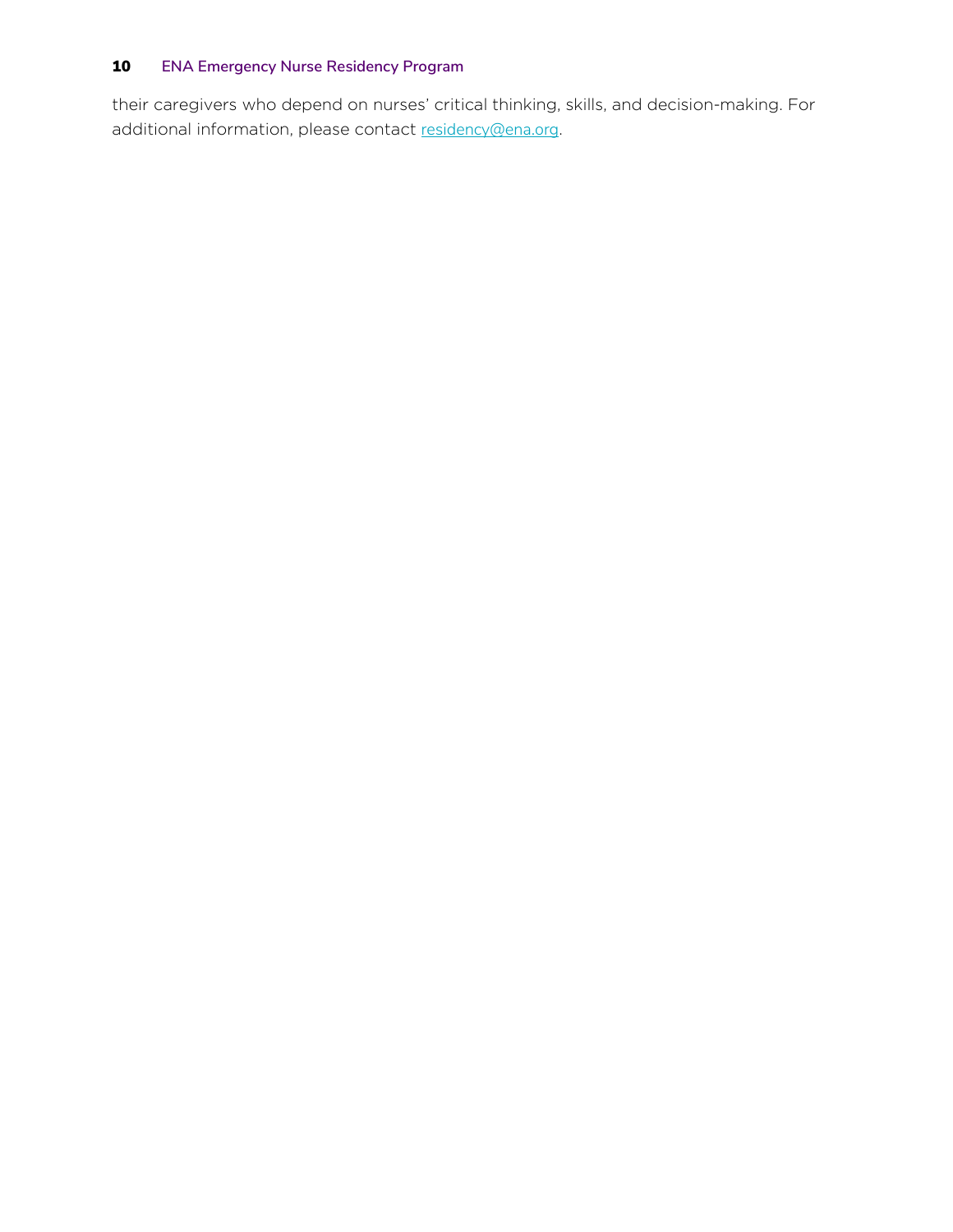their caregivers who depend on nurses' critical thinking, skills, and decision-making. For additional information, please contact residency@ena.org.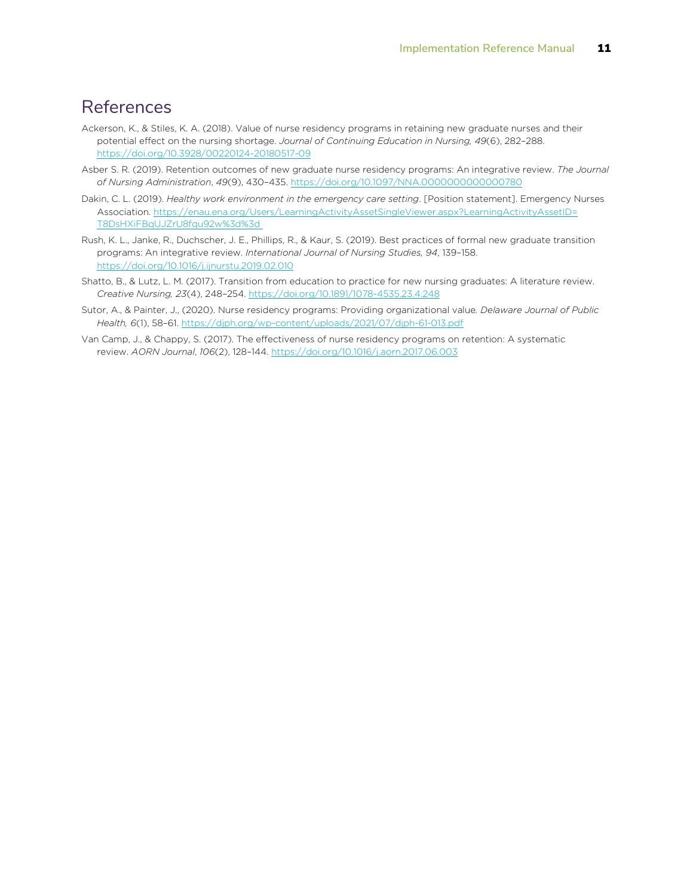# References

Ackerson, K., & Stiles, K. A. (2018). Value of nurse residency programs in retaining new graduate nurses and their potential effect on the nursing shortage. *Journal of Continuing Education in Nursing, 49*(6), 282–288. https://doi.org/10.3928/00220124-20180517-09

Asber S. R. (2019). Retention outcomes of new graduate nurse residency programs: An integrative review. *The Journal of Nursing Administration*, *49*(9), 430–435. https://doi.org/10.1097/NNA.0000000000000780

Dakin, C. L. (2019). *Healthy work environment in the emergency care setting*. [Position statement]. Emergency Nurses Association. https://enau.ena.org/Users/LearningActivityAssetSingleViewer.aspx?LearningActivityAssetID=T8DsHXiFBqUJZrU8fqu92w%3d%3d

Rush, K. L., Janke, R., Duchscher, J. E., Phillips, R., & Kaur, S. (2019). Best practices of formal new graduate transition programs: An integrative review. *International Journal of Nursing Studies, 94*, 139–158. https://doi.org/10.1016/j.ijnurstu.2019.02.010

Shatto, B., & Lutz, L. M. (2017). Transition from education to practice for new nursing graduates: A literature review. *Creative Nursing, 23*(4), 248–254. https://doi.org/10.1891/1078-4535.23.4.248

Sutor, A., & Painter, J., (2020). Nurse residency programs: Providing organizational value. *Delaware Journal of Public Health, 6*(1), 58–61. https://djph.org/wp-content/uploads/2021/07/djph-61-013.pdf

Van Camp, J., & Chappy, S. (2017). The effectiveness of nurse residency programs on retention: A systematic review. *AORN Journal*, *106*(2), 128–144. https://doi.org/10.1016/j.aorn.2017.06.003